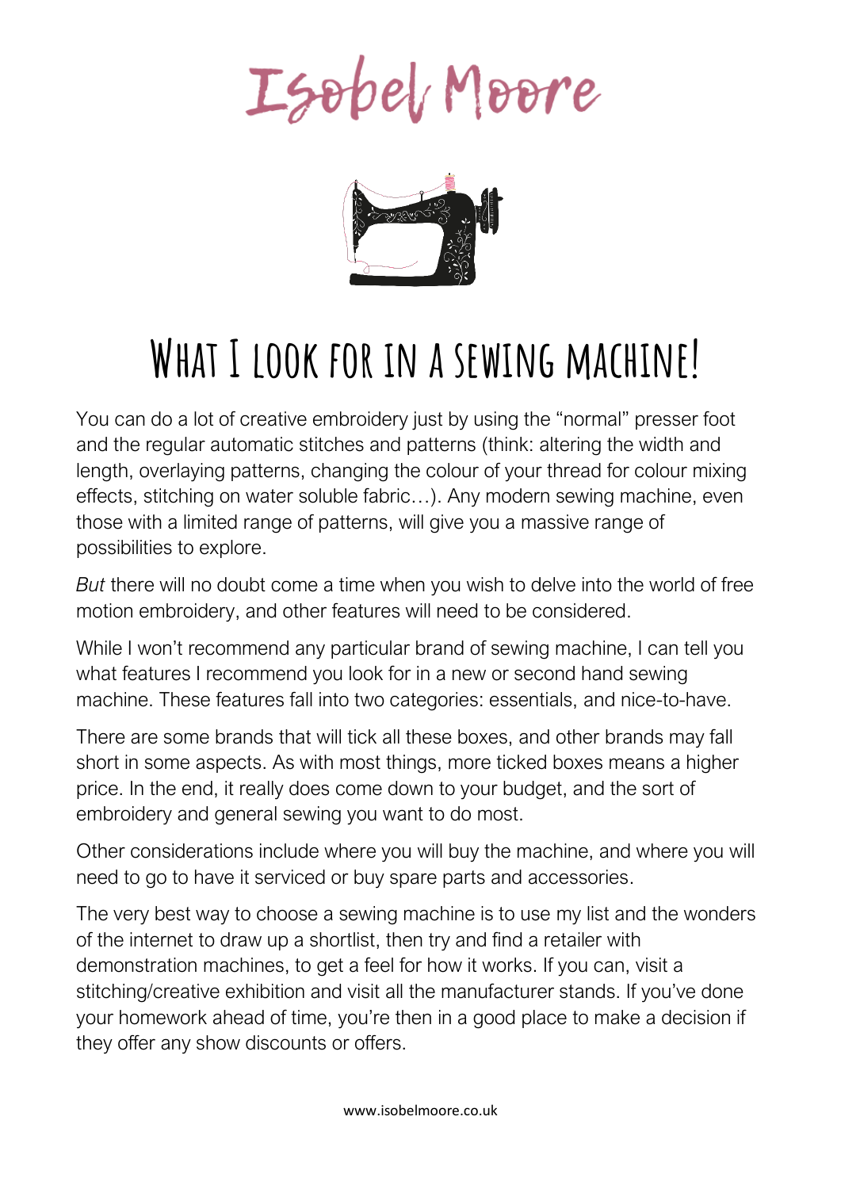# Isobel Moore

## What I look for in a sewing machine!

You can do a lot of creative embroidery just by using the "normal" presser foot and the regular automatic stitches and patterns (think: altering the width and length, overlaying patterns, changing the colour of your thread for colour mixing effects, stitching on water soluble fabric…). Any modern sewing machine, even those with a limited range of patterns, will give you a massive range of possibilities to explore.

*But* there will no doubt come a time when you wish to delve into the world of free motion embroidery, and other features will need to be considered.

While I won't recommend any particular brand of sewing machine, I can tell you what features I recommend you look for in a new or second hand sewing machine. These features fall into two categories: essentials, and nice-to-have.

There are some brands that will tick all these boxes, and other brands may fall short in some aspects. As with most things, more ticked boxes means a higher price. In the end, it really does come down to your budget, and the sort of embroidery and general sewing you want to do most.

Other considerations include where you will buy the machine, and where you will need to go to have it serviced or buy spare parts and accessories.

The very best way to choose a sewing machine is to use my list and the wonders of the internet to draw up a shortlist, then try and find a retailer with demonstration machines, to get a feel for how it works. If you can, visit a stitching/creative exhibition and visit all the manufacturer stands. If you've done your homework ahead of time, you're then in a good place to make a decision if they offer any show discounts or offers.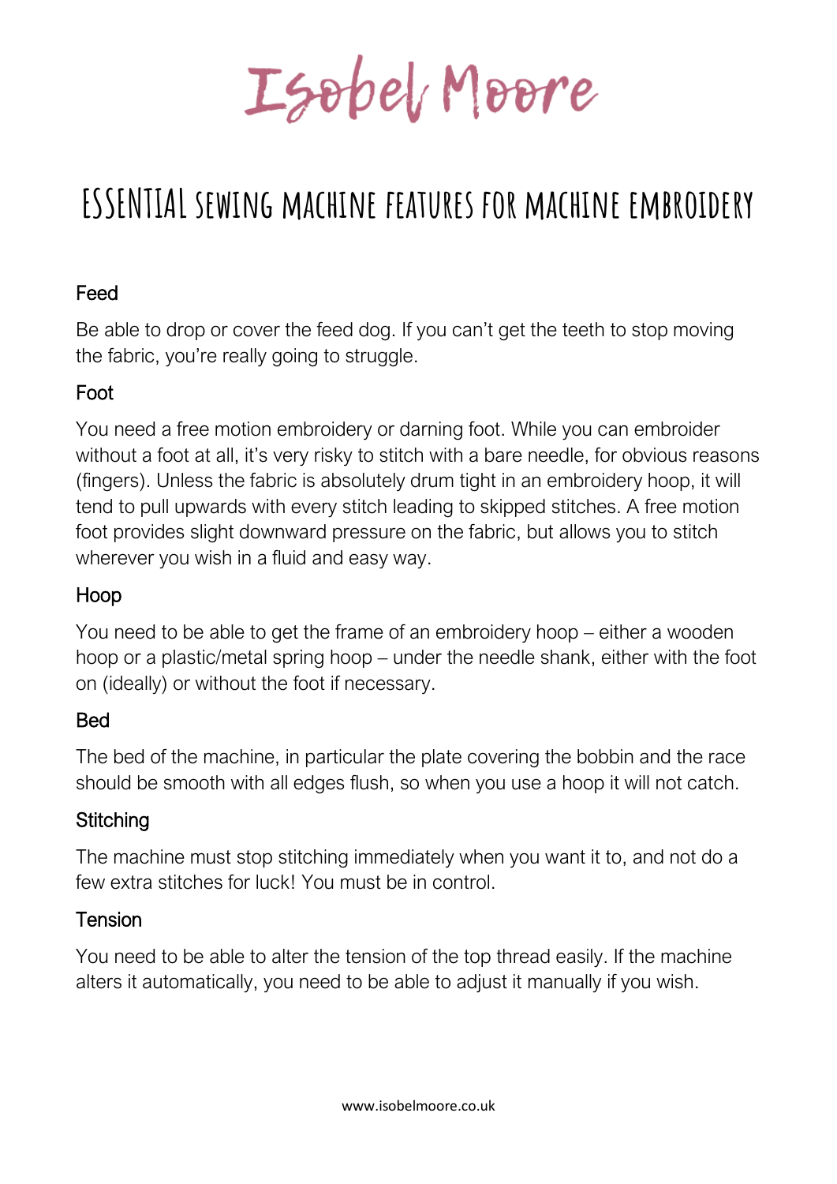# Isobel Moore

## ESSENTIAL sewing machine features for machine embroidery

### Feed

Be able to drop or cover the feed dog. If you can't get the teeth to stop moving the fabric, you're really going to struggle.

### Foot

You need a free motion embroidery or darning foot. While you can embroider without a foot at all, it's very risky to stitch with a bare needle, for obvious reasons (fingers). Unless the fabric is absolutely drum tight in an embroidery hoop, it will tend to pull upwards with every stitch leading to skipped stitches. A free motion foot provides slight downward pressure on the fabric, but allows you to stitch wherever you wish in a fluid and easy way.

### Hoop

You need to be able to get the frame of an embroidery hoop – either a wooden hoop or a plastic/metal spring hoop – under the needle shank, either with the foot on (ideally) or without the foot if necessary.

### Bed

The bed of the machine, in particular the plate covering the bobbin and the race should be smooth with all edges flush, so when you use a hoop it will not catch.

### Stitching

The machine must stop stitching immediately when you want it to, and not do a few extra stitches for luck! You must be in control.

### Tension

You need to be able to alter the tension of the top thread easily. If the machine alters it automatically, you need to be able to adjust it manually if you wish.

www.isobelmoore.co.uk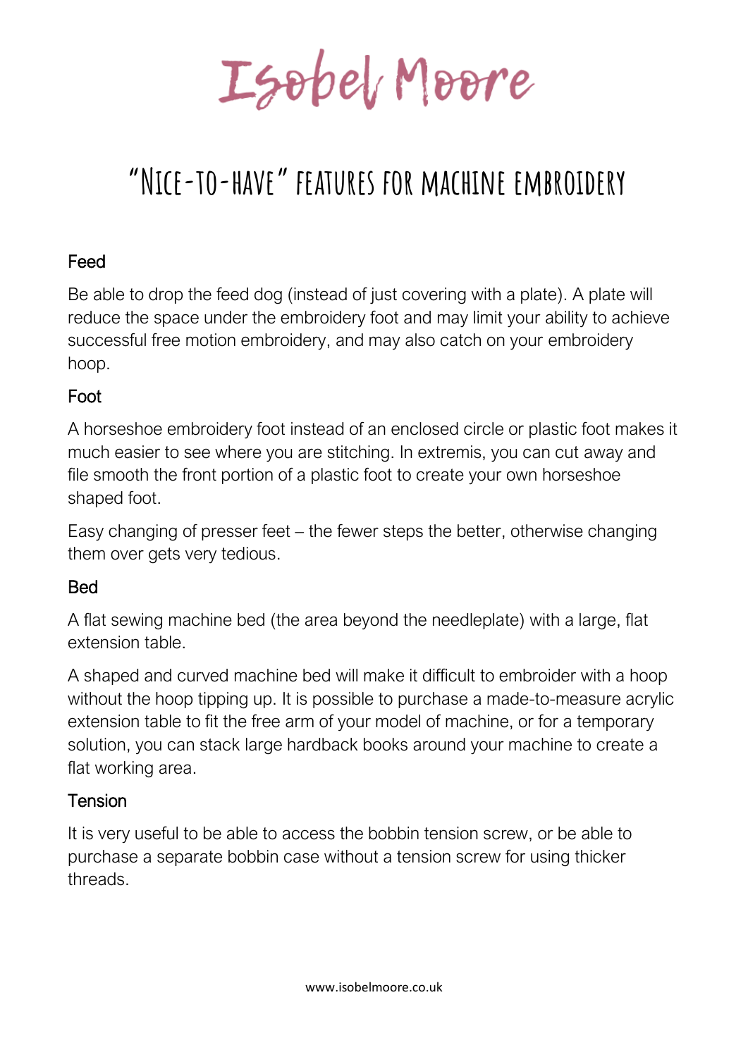# Isobel Moore

## "Nice-to-have" features for machine embroidery

### Feed

Be able to drop the feed dog (instead of just covering with a plate). A plate will reduce the space under the embroidery foot and may limit your ability to achieve successful free motion embroidery, and may also catch on your embroidery hoop.

### Foot

A horseshoe embroidery foot instead of an enclosed circle or plastic foot makes it much easier to see where you are stitching. In extremis, you can cut away and file smooth the front portion of a plastic foot to create your own horseshoe shaped foot.

Easy changing of presser feet – the fewer steps the better, otherwise changing them over gets very tedious.

### Bed

A flat sewing machine bed (the area beyond the needleplate) with a large, flat extension table.

A shaped and curved machine bed will make it difficult to embroider with a hoop without the hoop tipping up. It is possible to purchase a made-to-measure acrylic extension table to fit the free arm of your model of machine, or for a temporary solution, you can stack large hardback books around your machine to create a flat working area.

### Tension

It is very useful to be able to access the bobbin tension screw, or be able to purchase a separate bobbin case without a tension screw for using thicker threads.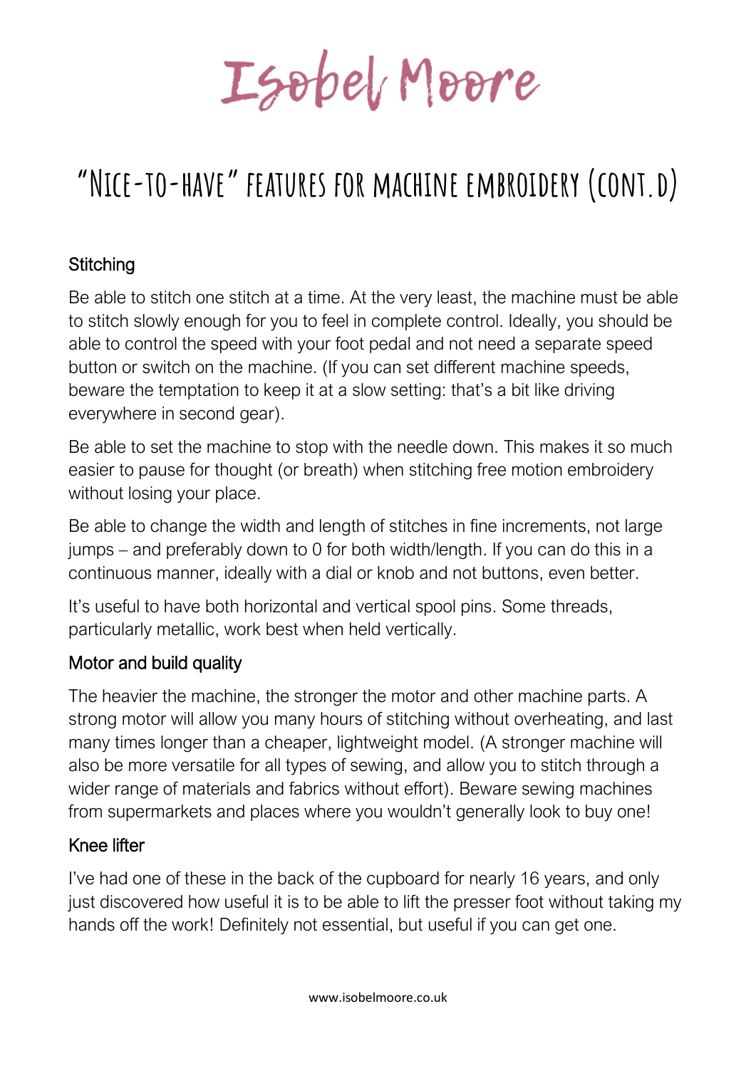# Isobel Moore

## "Nice-to-have" features for machine embroidery (cont.d)

### Stitching

Be able to stitch one stitch at a time. At the very least, the machine must be able to stitch slowly enough for you to feel in complete control. Ideally, you should be able to control the speed with your foot pedal and not need a separate speed button or switch on the machine. (If you can set different machine speeds, beware the temptation to keep it at a slow setting: that's a bit like driving everywhere in second gear).

Be able to set the machine to stop with the needle down. This makes it so much easier to pause for thought (or breath) when stitching free motion embroidery without losing your place.

Be able to change the width and length of stitches in fine increments, not large jumps – and preferably down to 0 for both width/length. If you can do this in a continuous manner, ideally with a dial or knob and not buttons, even better.

It's useful to have both horizontal and vertical spool pins. Some threads, particularly metallic, work best when held vertically.

### Motor and build quality

The heavier the machine, the stronger the motor and other machine parts. A strong motor will allow you many hours of stitching without overheating, and last many times longer than a cheaper, lightweight model. (A stronger machine will also be more versatile for all types of sewing, and allow you to stitch through a wider range of materials and fabrics without effort). Beware sewing machines from supermarkets and places where you wouldn't generally look to buy one!

### Knee lifter

I've had one of these in the back of the cupboard for nearly 16 years, and only just discovered how useful it is to be able to lift the presser foot without taking my hands off the work! Definitely not essential, but useful if you can get one.

www.isobelmoore.co.uk